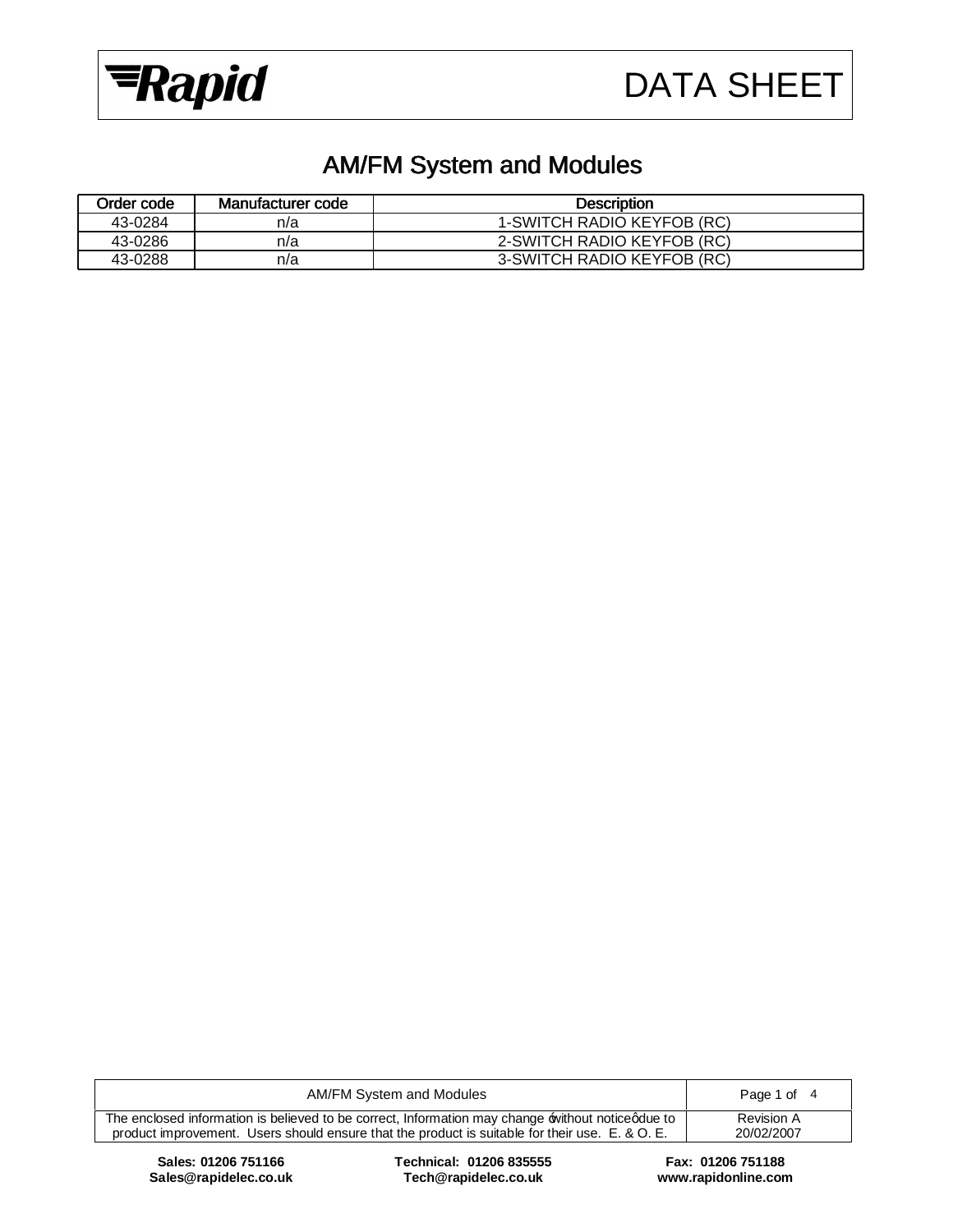DATA SHEET

# AM/FM System and Modules

| Order code | Manufacturer code | Description |
| --- | --- | --- |
| 43-0284 | n/a | 1-SWITCH RADIO KEYFOB (RC) |
| 43-0286 | n/a | 2-SWITCH RADIO KEYFOB (RC) |
| 43-0288 | n/a | 3-SWITCH RADIO KEYFOB (RC) |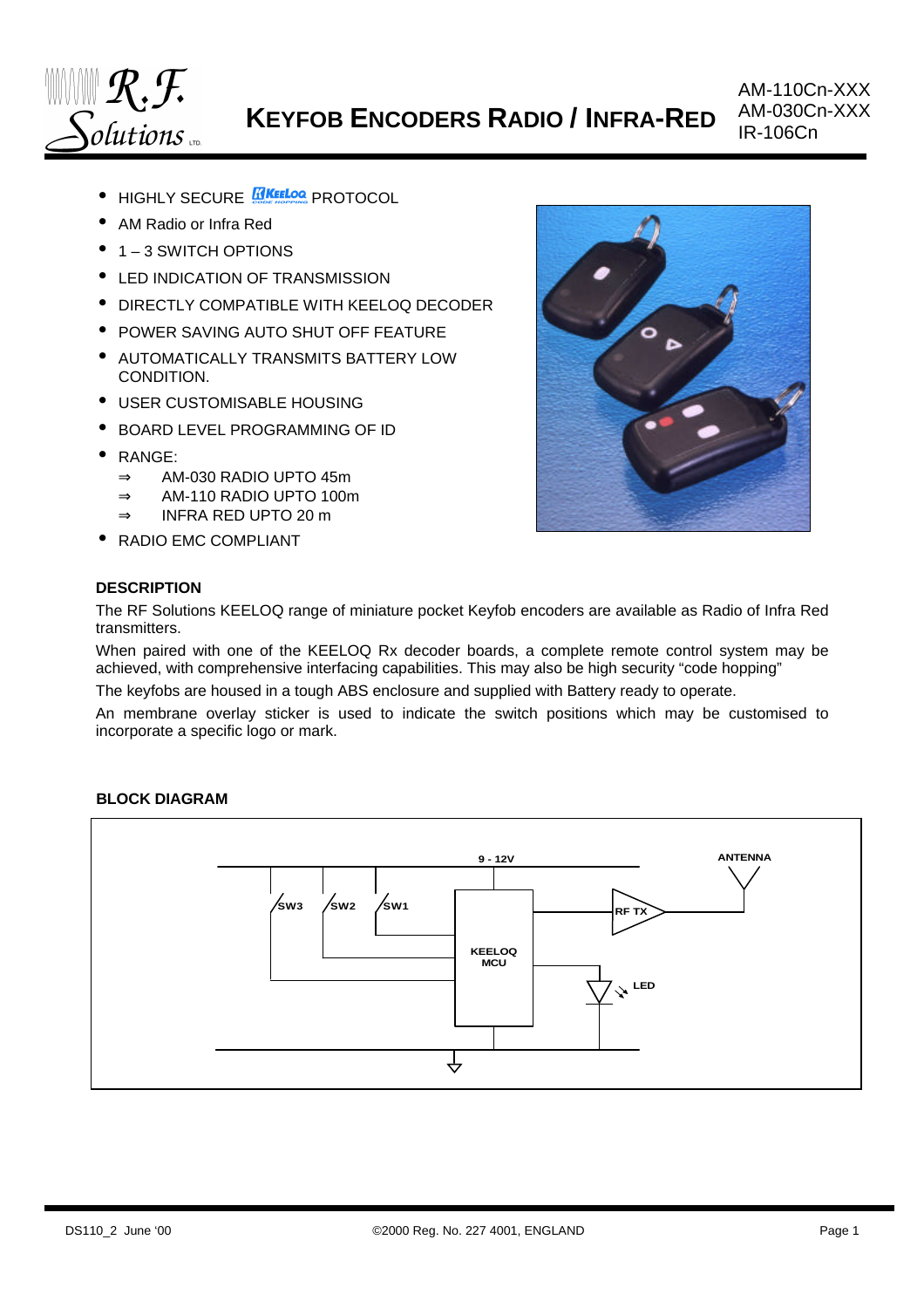# KEYFOB ENCODERS RADIO / INFRA-RED

AM-110Cn-XXX
AM-030Cn-XXX
IR-106Cn

- HIGHLY SECURE KEELOQ PROTOCOL
- AM Radio or Infra Red
- 1 – 3 SWITCH OPTIONS
- LED INDICATION OF TRANSMISSION
- DIRECTLY COMPATIBLE WITH KEELOQ DECODER
- POWER SAVING AUTO SHUT OFF FEATURE
- AUTOMATICALLY TRANSMITS BATTERY LOW CONDITION.
- USER CUSTOMISABLE HOUSING
- BOARD LEVEL PROGRAMMING OF ID
- RANGE:
  - ⇒ AM-030 RADIO UPTO 45m
  - ⇒ AM-110 RADIO UPTO 100m
  - ⇒ INFRA RED UPTO 20 m
- RADIO EMC COMPLIANT

### DESCRIPTION

The RF Solutions KEELOQ range of miniature pocket Keyfob encoders are available as Radio of Infra Red transmitters.

When paired with one of the KEELOQ Rx decoder boards, a complete remote control system may be achieved, with comprehensive interfacing capabilities. This may also be high security "code hopping"

The keyfobs are housed in a tough ABS enclosure and supplied with Battery ready to operate.

An membrane overlay sticker is used to indicate the switch positions which may be customised to incorporate a specific logo or mark.

### BLOCK DIAGRAM

9 - 12V

ANTENNA

SW3 SW2 SW1

KEELOQ MCU

RF TX

LED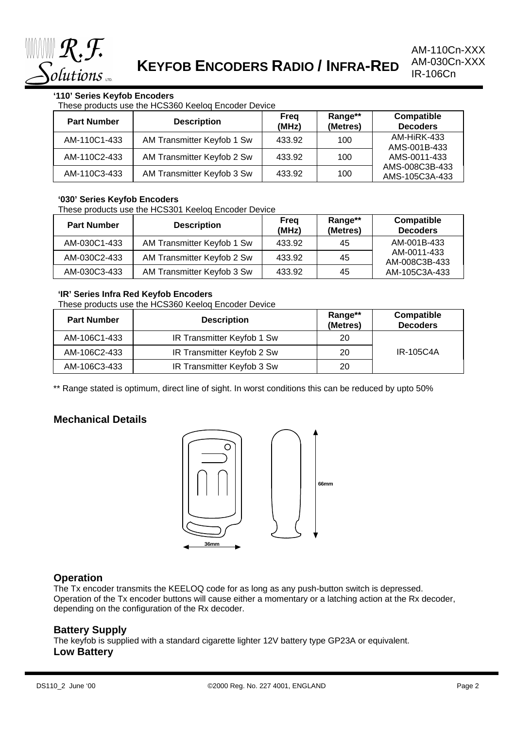# KEYFOB ENCODERS RADIO / INFRA-RED

AM-110Cn-XXX
AM-030Cn-XXX
IR-106Cn

**'110' Series Keyfob Encoders**

These products use the HCS360 Keeloq Encoder Device

| Part Number | Description | Freq (MHz) | Range** (Metres) | Compatible Decoders |
|---|---|---|---|---|
| AM-110C1-433 | AM Transmitter Keyfob 1 Sw | 433.92 | 100 | AM-HiRK-433 AMS-001B-433 AMS-0011-433 AMS-008C3B-433 AMS-105C3A-433 |
| AM-110C2-433 | AM Transmitter Keyfob 2 Sw | 433.92 | 100 | |
| AM-110C3-433 | AM Transmitter Keyfob 3 Sw | 433.92 | 100 | |

**'030' Series Keyfob Encoders**

These products use the HCS301 Keeloq Encoder Device

| Part Number | Description | Freq (MHz) | Range** (Metres) | Compatible Decoders |
|---|---|---|---|---|
| AM-030C1-433 | AM Transmitter Keyfob 1 Sw | 433.92 | 45 | AM-001B-433 AM-0011-433 AM-008C3B-433 AM-105C3A-433 |
| AM-030C2-433 | AM Transmitter Keyfob 2 Sw | 433.92 | 45 | |
| AM-030C3-433 | AM Transmitter Keyfob 3 Sw | 433.92 | 45 | |

**'IR' Series Infra Red Keyfob Encoders**

These products use the HCS360 Keeloq Encoder Device

| Part Number | Description | Range** (Metres) | Compatible Decoders |
|---|---|---|---|
| AM-106C1-433 | IR Transmitter Keyfob 1 Sw | 20 | IR-105C4A |
| AM-106C2-433 | IR Transmitter Keyfob 2 Sw | 20 | |
| AM-106C3-433 | IR Transmitter Keyfob 3 Sw | 20 | |

** Range stated is optimum, direct line of sight. In worst conditions this can be reduced by upto 50%

## Mechanical Details

66mm

36mm

## Operation

The Tx encoder transmits the KEELOQ code for as long as any push-button switch is depressed. Operation of the Tx encoder buttons will cause either a momentary or a latching action at the Rx decoder, depending on the configuration of the Rx decoder.

## Battery Supply

The keyfob is supplied with a standard cigarette lighter 12V battery type GP23A or equivalent.

## Low Battery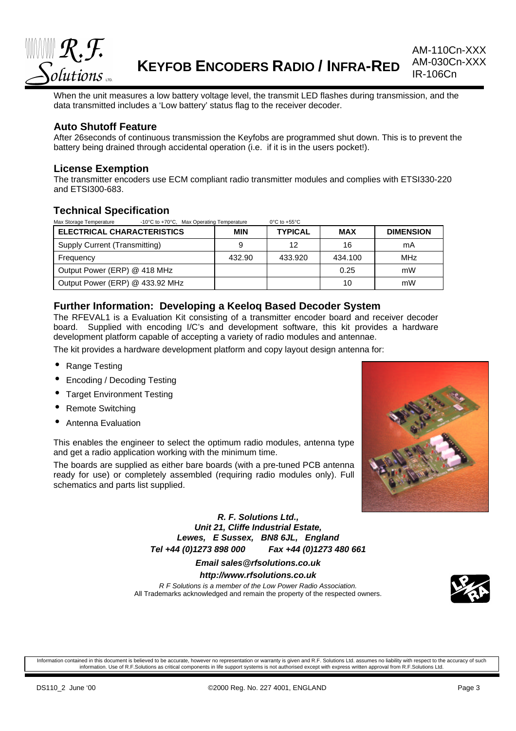When the unit measures a low battery voltage level, the transmit LED flashes during transmission, and the data transmitted includes a 'Low battery' status flag to the receiver decoder.

## Auto Shutoff Feature

After 26seconds of continuous transmission the Keyfobs are programmed shut down. This is to prevent the battery being drained through accidental operation (i.e. if it is in the users pocket!).

## License Exemption

The transmitter encoders use ECM compliant radio transmitter modules and complies with ETSI330-220 and ETSI300-683.

## Technical Specification

Max Storage Temperature -10°C to +70°C, Max Operating Temperature 0°C to +55°C

| ELECTRICAL CHARACTERISTICS | MIN | TYPICAL | MAX | DIMENSION |
|---|---|---|---|---|
| Supply Current (Transmitting) | 9 | 12 | 16 | mA |
| Frequency | 432.90 | 433.920 | 434.100 | MHz |
| Output Power (ERP) @ 418 MHz | | | 0.25 | mW |
| Output Power (ERP) @ 433.92 MHz | | | 10 | mW |

## Further Information: Developing a Keeloq Based Decoder System

The RFEVAL1 is a Evaluation Kit consisting of a transmitter encoder board and receiver decoder board. Supplied with encoding I/C's and development software, this kit provides a hardware development platform capable of accepting a variety of radio modules and antennae.

The kit provides a hardware development platform and copy layout design antenna for:

- Range Testing
- Encoding / Decoding Testing
- Target Environment Testing
- Remote Switching
- Antenna Evaluation

This enables the engineer to select the optimum radio modules, antenna type and get a radio application working with the minimum time.

The boards are supplied as either bare boards (with a pre-tuned PCB antenna ready for use) or completely assembled (requiring radio modules only). Full schematics and parts list supplied.

***R. F. Solutions Ltd.,***
***Unit 21, Cliffe Industrial Estate,***
***Lewes, E Sussex, BN8 6JL, England***
***Tel +44 (0)1273 898 000 Fax +44 (0)1273 480 661***

***Email sales@rfsolutions.co.uk***

***http://www.rfsolutions.co.uk***

*R F Solutions is a member of the Low Power Radio Association.*
All Trademarks acknowledged and remain the property of the respected owners.

Information contained in this document is believed to be accurate, however no representation or warranty is given and R.F. Solutions Ltd. assumes no liability with respect to the accuracy of such information. Use of R.F.Solutions as critical components in life support systems is not authorised except with express written approval from R.F.Solutions Ltd.